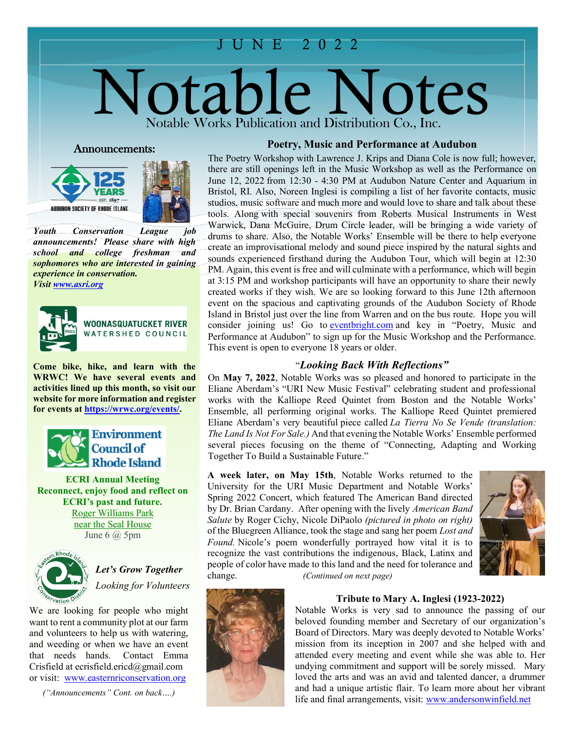JUNE 2022

# Notable Notes

Notable Works Publication and Distribution Co., Inc.

## Announcements:

AUDUBON SOCIETY OF RHODE ISLAND — 125 YEARS — EST. 1897

***Youth Conservation League job announcements! Please share with high school and college freshman and sophomores who are interested in gaining experience in conservation.***
*Visit www.asri.org*

WOONASQUATUCKET RIVER WATERSHED COUNCIL

**Come bike, hike, and learn with the WRWC! We have several events and activities lined up this month, so visit our website for more information and register for events at https://wrwc.org/events/.**

Environment Council of Rhode Island

**ECRI Annual Meeting**
**Reconnect, enjoy food and reflect on ECRI's past and future.**
Roger Williams Park
near the Seal House
June 6 @ 5pm

Eastern Rhode Island Conservation District

*Let's Grow Together*
*Looking for Volunteers*

We are looking for people who might want to rent a community plot at our farm and volunteers to help us with watering, and weeding or when we have an event that needs hands. Contact Emma Crisfield at ecrisfield.ericd@gmail.com or visit: www.easternriconservation.org

*("Announcements" Cont. on back….)*

## Poetry, Music and Performance at Audubon

The Poetry Workshop with Lawrence J. Krips and Diana Cole is now full; however, there are still openings left in the Music Workshop as well as the Performance on June 12, 2022 from 12:30 - 4:30 PM at Audubon Nature Center and Aquarium in Bristol, RI. Also, Noreen Inglesi is compiling a list of her favorite contacts, music studios, music software and much more and would love to share and talk about these tools. Along with special souvenirs from Roberts Musical Instruments in West Warwick, Dana McGuire, Drum Circle leader, will be bringing a wide variety of drums to share. Also, the Notable Works' Ensemble will be there to help everyone create an improvisational melody and sound piece inspired by the natural sights and sounds experienced firsthand during the Audubon Tour, which will begin at 12:30 PM. Again, this event is free and will culminate with a performance, which will begin at 3:15 PM and workshop participants will have an opportunity to share their newly created works if they wish. We are so looking forward to this June 12th afternoon event on the spacious and captivating grounds of the Audubon Society of Rhode Island in Bristol just over the line from Warren and on the bus route. Hope you will consider joining us! Go to eventbrite.com and key in "Poetry, Music and Performance at Audubon" to sign up for the Music Workshop and the Performance. This event is open to everyone 18 years or older.

## "*Looking Back With Reflections"*

On **May 7, 2022**, Notable Works was so pleased and honored to participate in the Eliane Aberdam's "URI New Music Festival" celebrating student and professional works with the Kalliope Reed Quintet from Boston and the Notable Works' Ensemble, all performing original works. The Kalliope Reed Quintet premiered Eliane Aberdam's very beautiful piece called *La Tierra No Se Vende (translation: The Land Is Not For Sale.)* And that evening the Notable Works' Ensemble performed several pieces focusing on the theme of "Connecting, Adapting and Working Together To Build a Sustainable Future."

**A week later, on May 15th**, Notable Works returned to the University for the URI Music Department and Notable Works' Spring 2022 Concert, which featured The American Band directed by Dr. Brian Cardany. After opening with the lively *American Band Salute* by Roger Cichy, Nicole DiPaolo *(pictured in photo on right)* of the Bluegreen Alliance, took the stage and sang her poem *Lost and Found.* Nicole's poem wonderfully portrayed how vital it is to recognize the vast contributions the indigenous, Black, Latinx and people of color have made to this land and the need for tolerance and change. *(Continued on next page)*

## Tribute to Mary A. Inglesi (1923-2022)

Notable Works is very sad to announce the passing of our beloved founding member and Secretary of our organization's Board of Directors. Mary was deeply devoted to Notable Works' mission from its inception in 2007 and she helped with and attended every meeting and event while she was able to. Her undying commitment and support will be sorely missed. Mary loved the arts and was an avid and talented dancer, a drummer and had a unique artistic flair. To learn more about her vibrant life and final arrangements, visit: www.andersonwinfield.net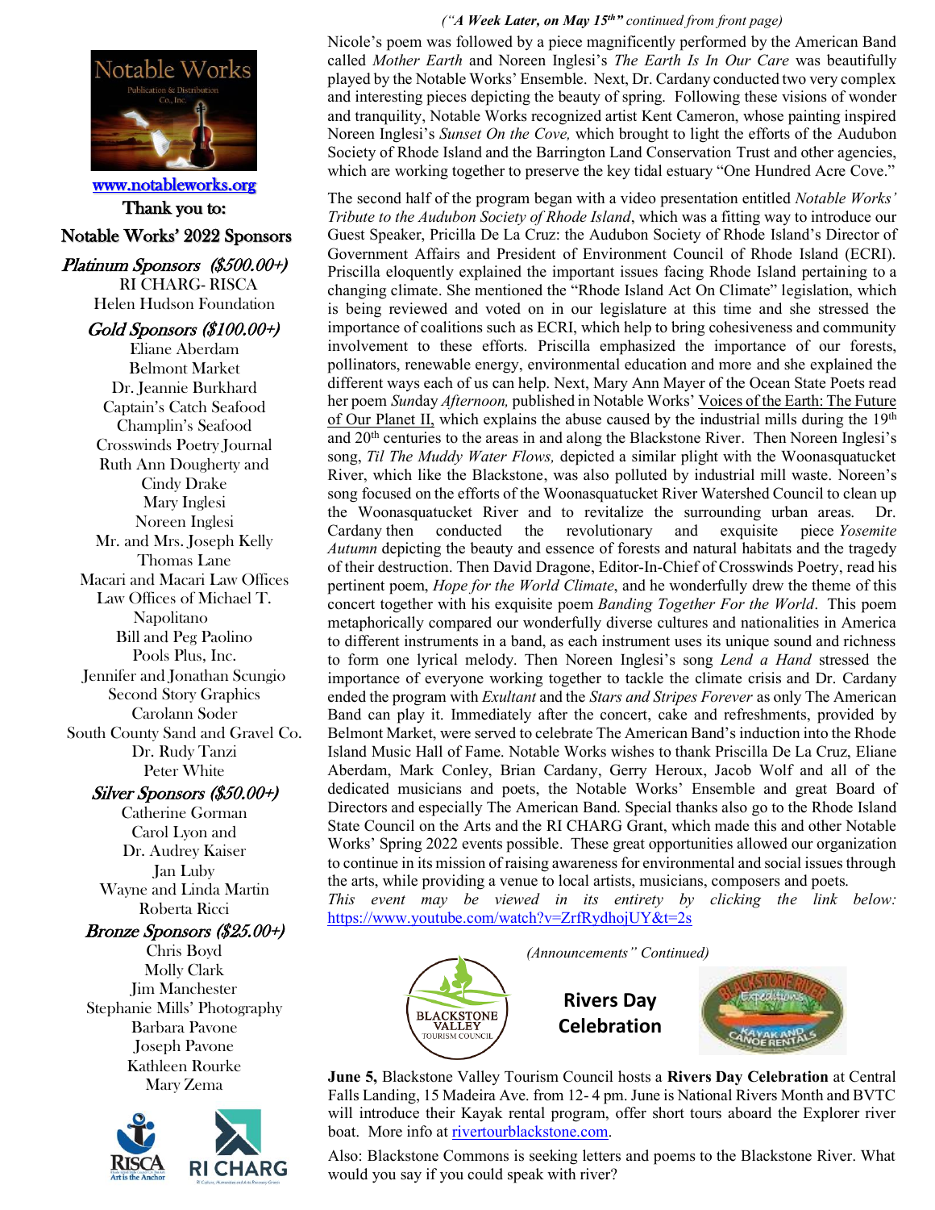Notable Works

Publication & Distribution Co., Inc.

www.notableworks.org

**Thank you to:**

**Notable Works' 2022 Sponsors**

***Platinum Sponsors ($500.00+)***

RI CHARG- RISCA
Helen Hudson Foundation

***Gold Sponsors ($100.00+)***

Eliane Aberdam
Belmont Market
Dr. Jeannie Burkhard
Captain's Catch Seafood
Champlin's Seafood
Crosswinds Poetry Journal
Ruth Ann Dougherty and Cindy Drake
Mary Inglesi
Noreen Inglesi
Mr. and Mrs. Joseph Kelly
Thomas Lane
Macari and Macari Law Offices
Law Offices of Michael T. Napolitano
Bill and Peg Paolino
Pools Plus, Inc.
Jennifer and Jonathan Scungio
Second Story Graphics
Carolann Soder
South County Sand and Gravel Co.
Dr. Rudy Tanzi
Peter White

***Silver Sponsors ($50.00+)***

Catherine Gorman
Carol Lyon and Dr. Audrey Kaiser
Jan Luby
Wayne and Linda Martin
Roberta Ricci

***Bronze Sponsors ($25.00+)***

Chris Boyd
Molly Clark
Jim Manchester
Stephanie Mills' Photography
Barbara Pavone
Joseph Pavone
Kathleen Rourke
Mary Zema

RISCA Art is the Anchor — RI CHARG

*("A Week Later, on May 15th" continued from front page)*

Nicole's poem was followed by a piece magnificently performed by the American Band called *Mother Earth* and Noreen Inglesi's *The Earth Is In Our Care* was beautifully played by the Notable Works' Ensemble. Next, Dr. Cardany conducted two very complex and interesting pieces depicting the beauty of spring. Following these visions of wonder and tranquility, Notable Works recognized artist Kent Cameron, whose painting inspired Noreen Inglesi's *Sunset On the Cove,* which brought to light the efforts of the Audubon Society of Rhode Island and the Barrington Land Conservation Trust and other agencies, which are working together to preserve the key tidal estuary "One Hundred Acre Cove."

The second half of the program began with a video presentation entitled *Notable Works' Tribute to the Audubon Society of Rhode Island*, which was a fitting way to introduce our Guest Speaker, Pricilla De La Cruz: the Audubon Society of Rhode Island's Director of Government Affairs and President of Environment Council of Rhode Island (ECRI). Priscilla eloquently explained the important issues facing Rhode Island pertaining to a changing climate. She mentioned the "Rhode Island Act On Climate" legislation, which is being reviewed and voted on in our legislature at this time and she stressed the importance of coalitions such as ECRI, which help to bring cohesiveness and community involvement to these efforts. Priscilla emphasized the importance of our forests, pollinators, renewable energy, environmental education and more and she explained the different ways each of us can help. Next, Mary Ann Mayer of the Ocean State Poets read her poem *Sunday Afternoon,* published in Notable Works' Voices of the Earth: The Future of Our Planet II, which explains the abuse caused by the industrial mills during the 19th and 20th centuries to the areas in and along the Blackstone River. Then Noreen Inglesi's song, *Til The Muddy Water Flows,* depicted a similar plight with the Woonasquatucket River, which like the Blackstone, was also polluted by industrial mill waste. Noreen's song focused on the efforts of the Woonasquatucket River Watershed Council to clean up the Woonasquatucket River and to revitalize the surrounding urban areas. Dr. Cardany then conducted the revolutionary and exquisite piece *Yosemite Autumn* depicting the beauty and essence of forests and natural habitats and the tragedy of their destruction. Then David Dragone, Editor-In-Chief of Crosswinds Poetry, read his pertinent poem, *Hope for the World Climate*, and he wonderfully drew the theme of this concert together with his exquisite poem *Banding Together For the World*. This poem metaphorically compared our wonderfully diverse cultures and nationalities in America to different instruments in a band, as each instrument uses its unique sound and richness to form one lyrical melody. Then Noreen Inglesi's song *Lend a Hand* stressed the importance of everyone working together to tackle the climate crisis and Dr. Cardany ended the program with *Exultant* and the *Stars and Stripes Forever* as only The American Band can play it. Immediately after the concert, cake and refreshments, provided by Belmont Market, were served to celebrate The American Band's induction into the Rhode Island Music Hall of Fame. Notable Works wishes to thank Priscilla De La Cruz, Eliane Aberdam, Mark Conley, Brian Cardany, Gerry Heroux, Jacob Wolf and all of the dedicated musicians and poets, the Notable Works' Ensemble and great Board of Directors and especially The American Band. Special thanks also go to the Rhode Island State Council on the Arts and the RI CHARG Grant, which made this and other Notable Works' Spring 2022 events possible. These great opportunities allowed our organization to continue in its mission of raising awareness for environmental and social issues through the arts, while providing a venue to local artists, musicians, composers and poets.

*This event may be viewed in its entirety by clicking the link below:* https://www.youtube.com/watch?v=ZfrRydhojUY&t=2s

*(Announcements" Continued)*

BLACKSTONE VALLEY TOURISM COUNCIL

**Rivers Day Celebration**

BLACKSTONE RIVER Expeditions KAYAK AND CANOE RENTALS

**June 5,** Blackstone Valley Tourism Council hosts a **Rivers Day Celebration** at Central Falls Landing, 15 Madeira Ave. from 12- 4 pm. June is National Rivers Month and BVTC will introduce their Kayak rental program, offer short tours aboard the Explorer river boat. More info at rivertourblackstone.com.

Also: Blackstone Commons is seeking letters and poems to the Blackstone River. What would you say if you could speak with river?